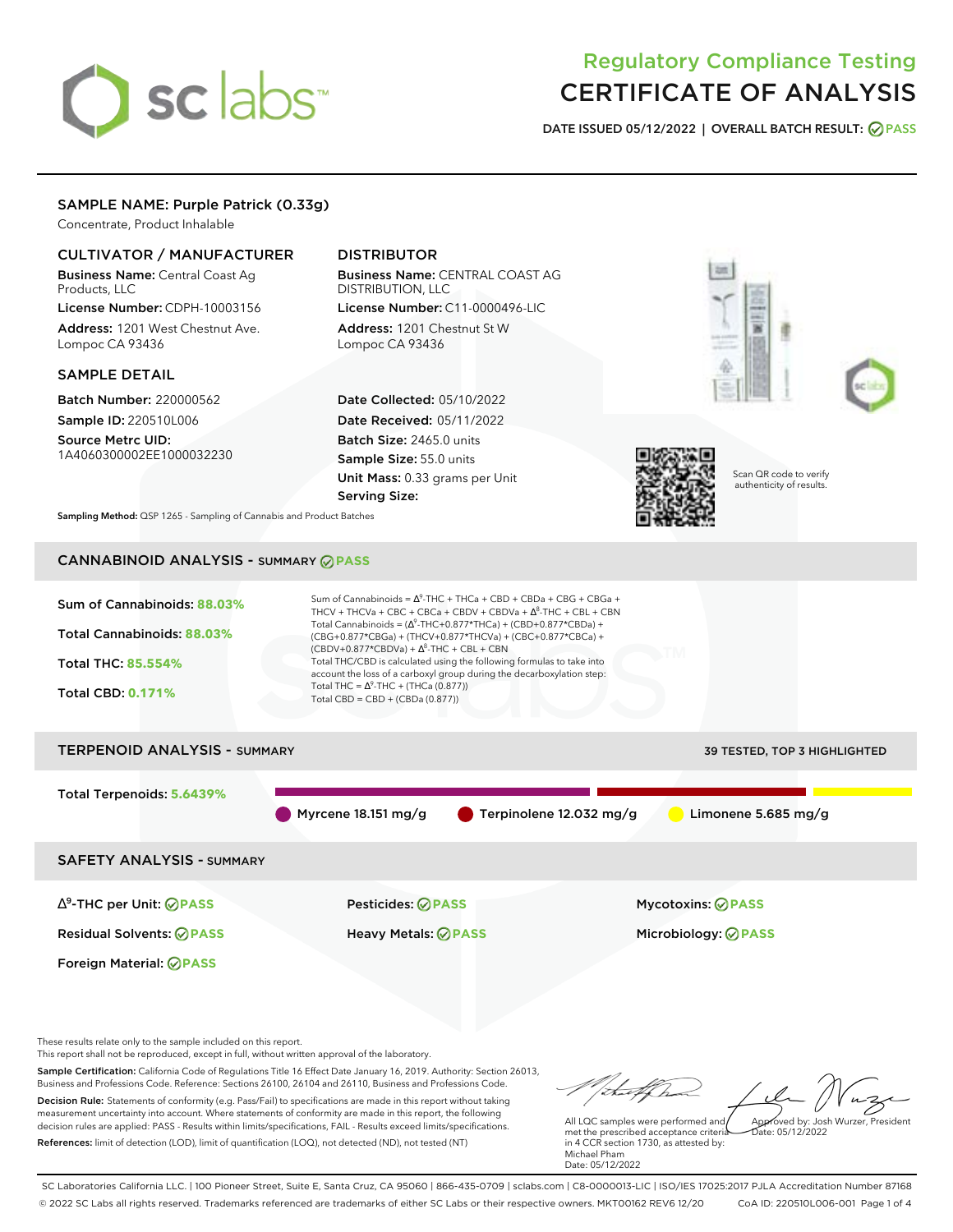# Regulatory Compliance Testing
# CERTIFICATE OF ANALYSIS

**DATE ISSUED 05/12/2022 | OVERALL BATCH RESULT: PASS**

## SAMPLE NAME: Purple Patrick (0.33g)

Concentrate, Product Inhalable

### CULTIVATOR / MANUFACTURER

**Business Name:** Central Coast Ag Products, LLC

**License Number:** CDPH-10003156

**Address:** 1201 West Chestnut Ave. Lompoc CA 93436

### DISTRIBUTOR

**Business Name:** CENTRAL COAST AG DISTRIBUTION, LLC

**License Number:** C11-0000496-LIC

**Address:** 1201 Chestnut St W Lompoc CA 93436

### SAMPLE DETAIL

**Batch Number:** 220000562

**Sample ID:** 220510L006

**Source Metrc UID:** 1A4060300002EE1000032230

**Date Collected:** 05/10/2022

**Date Received:** 05/11/2022

**Batch Size:** 2465.0 units

**Sample Size:** 55.0 units

**Unit Mass:** 0.33 grams per Unit

**Serving Size:**

Scan QR code to verify authenticity of results.

**Sampling Method:** QSP 1265 - Sampling of Cannabis and Product Batches

## CANNABINOID ANALYSIS - SUMMARY PASS

**Sum of Cannabinoids:** 88.03%

**Total Cannabinoids:** 88.03%

**Total THC:** 85.554%

**Total CBD:** 0.171%

Sum of Cannabinoids = $\Delta^9$-THC + THCa + CBD + CBDa + CBG + CBGa + THCV + THCVa + CBC + CBCa + CBDV + CBDVa + $\Delta^8$-THC + CBL + CBN

Total Cannabinoids = ($\Delta^9$-THC+0.877*THCa) + (CBD+0.877*CBDa) + (CBG+0.877*CBGa) + (THCV+0.877*THCVa) + (CBC+0.877*CBCa) + (CBDV+0.877*CBDVa) + $\Delta^8$-THC + CBL + CBN

Total THC/CBD is calculated using the following formulas to take into account the loss of a carboxyl group during the decarboxylation step:

Total THC = $\Delta^9$-THC + (THCa (0.877))

Total CBD = CBD + (CBDa (0.877))

## TERPENOID ANALYSIS - SUMMARY

39 TESTED, TOP 3 HIGHLIGHTED

**Total Terpenoids:** 5.6439%

Myrcene 18.151 mg/g | Terpinolene 12.032 mg/g | Limonene 5.685 mg/g

## SAFETY ANALYSIS - SUMMARY

| | | |
|---|---|---|
| $\Delta^9$-THC per Unit: PASS | Pesticides: PASS | Mycotoxins: PASS |
| Residual Solvents: PASS | Heavy Metals: PASS | Microbiology: PASS |
| Foreign Material: PASS | | |

These results relate only to the sample included on this report.
This report shall not be reproduced, except in full, without written approval of the laboratory.

**Sample Certification:** California Code of Regulations Title 16 Effect Date January 16, 2019. Authority: Section 26013, Business and Professions Code. Reference: Sections 26100, 26104 and 26110, Business and Professions Code.

**Decision Rule:** Statements of conformity (e.g. Pass/Fail) to specifications are made in this report without taking measurement uncertainty into account. Where statements of conformity are made in this report, the following decision rules are applied: PASS - Results within limits/specifications, FAIL - Results exceed limits/specifications.

**References:** limit of detection (LOD), limit of quantification (LOQ), not detected (ND), not tested (NT)

All LQC samples were performed and met the prescribed acceptance criteria in 4 CCR section 1730, as attested by: Michael Pham
Date: 05/12/2022

Approved by: Josh Wurzer, President
Date: 05/12/2022

SC Laboratories California LLC. | 100 Pioneer Street, Suite E, Santa Cruz, CA 95060 | 866-435-0709 | sclabs.com | C8-0000013-LIC | ISO/IES 17025:2017 PJLA Accreditation Number 87168
© 2022 SC Labs all rights reserved. Trademarks referenced are trademarks of either SC Labs or their respective owners. MKT00162 REV6 12/20 CoA ID: 220510L006-001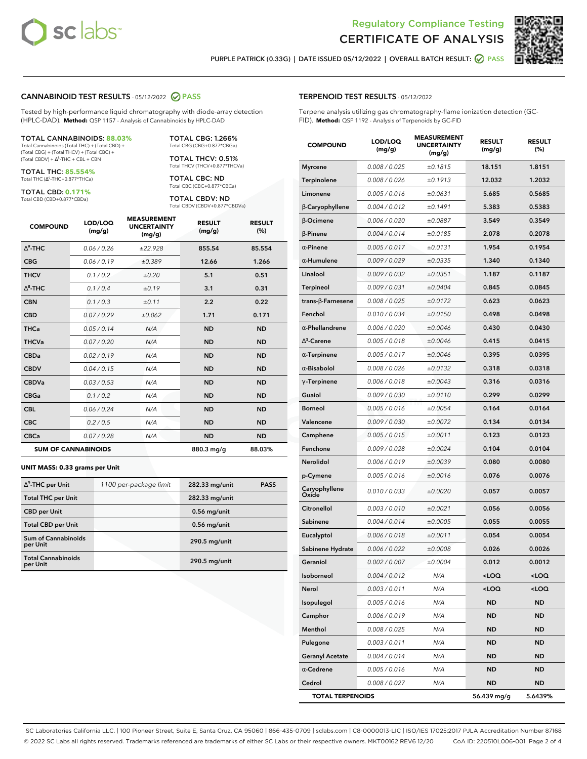Regulatory Compliance Testing
# CERTIFICATE OF ANALYSIS

PURPLE PATRICK (0.33G) | DATE ISSUED 05/12/2022 | OVERALL BATCH RESULT: PASS

## CANNABINOID TEST RESULTS - 05/12/2022 PASS

Tested by high-performance liquid chromatography with diode-array detection (HPLC-DAD). **Method:** QSP 1157 - Analysis of Cannabinoids by HPLC-DAD

**TOTAL CANNABINOIDS: 88.03%**
Total Cannabinoids (Total THC) + (Total CBD) + (Total CBG) + (Total THCV) + (Total CBC) + (Total CBDV) + $\Delta^8$-THC + CBL + CBN

**TOTAL THC: 85.554%**
Total THC ($\Delta^9$-THC+0.877*THCa)

**TOTAL CBD: 0.171%**
Total CBD (CBD+0.877*CBDa)

**TOTAL CBG: 1.266%**
Total CBG (CBG+0.877*CBGa)

**TOTAL THCV: 0.51%**
Total THCV (THCV+0.877*THCVa)

**TOTAL CBC: ND**
Total CBC (CBC+0.877*CBCa)

**TOTAL CBDV: ND**
Total CBDV (CBDV+0.877*CBDVa)

| COMPOUND | LOD/LOQ (mg/g) | MEASUREMENT UNCERTAINTY (mg/g) | RESULT (mg/g) | RESULT (%) |
|---|---|---|---|---|
| $\Delta^9$-THC | 0.06 / 0.26 | ±22.928 | 855.54 | 85.554 |
| CBG | 0.06 / 0.19 | ±0.389 | 12.66 | 1.266 |
| THCV | 0.1 / 0.2 | ±0.20 | 5.1 | 0.51 |
| $\Delta^8$-THC | 0.1 / 0.4 | ±0.19 | 3.1 | 0.31 |
| CBN | 0.1 / 0.3 | ±0.11 | 2.2 | 0.22 |
| CBD | 0.07 / 0.29 | ±0.062 | 1.71 | 0.171 |
| THCa | 0.05 / 0.14 | N/A | ND | ND |
| THCVa | 0.07 / 0.20 | N/A | ND | ND |
| CBDa | 0.02 / 0.19 | N/A | ND | ND |
| CBDV | 0.04 / 0.15 | N/A | ND | ND |
| CBDVa | 0.03 / 0.53 | N/A | ND | ND |
| CBGa | 0.1 / 0.2 | N/A | ND | ND |
| CBL | 0.06 / 0.24 | N/A | ND | ND |
| CBC | 0.2 / 0.5 | N/A | ND | ND |
| CBCa | 0.07 / 0.28 | N/A | ND | ND |
| **SUM OF CANNABINOIDS** | | | 880.3 mg/g | 88.03% |

### UNIT MASS: 0.33 grams per Unit

| | | | |
|---|---|---|---|
| $\Delta^9$-THC per Unit | 1100 per-package limit | 282.33 mg/unit | PASS |
| Total THC per Unit | | 282.33 mg/unit | |
| CBD per Unit | | 0.56 mg/unit | |
| Total CBD per Unit | | 0.56 mg/unit | |
| Sum of Cannabinoids per Unit | | 290.5 mg/unit | |
| Total Cannabinoids per Unit | | 290.5 mg/unit | |

## TERPENOID TEST RESULTS - 05/12/2022

Terpene analysis utilizing gas chromatography-flame ionization detection (GC-FID). **Method:** QSP 1192 - Analysis of Terpenoids by GC-FID

| COMPOUND | LOD/LOQ (mg/g) | MEASUREMENT UNCERTAINTY (mg/g) | RESULT (mg/g) | RESULT (%) |
|---|---|---|---|---|
| Myrcene | 0.008 / 0.025 | ±0.1815 | 18.151 | 1.8151 |
| Terpinolene | 0.008 / 0.026 | ±0.1913 | 12.032 | 1.2032 |
| Limonene | 0.005 / 0.016 | ±0.0631 | 5.685 | 0.5685 |
| β-Caryophyllene | 0.004 / 0.012 | ±0.1491 | 5.383 | 0.5383 |
| β-Ocimene | 0.006 / 0.020 | ±0.0887 | 3.549 | 0.3549 |
| β-Pinene | 0.004 / 0.014 | ±0.0185 | 2.078 | 0.2078 |
| α-Pinene | 0.005 / 0.017 | ±0.0131 | 1.954 | 0.1954 |
| α-Humulene | 0.009 / 0.029 | ±0.0335 | 1.340 | 0.1340 |
| Linalool | 0.009 / 0.032 | ±0.0351 | 1.187 | 0.1187 |
| Terpineol | 0.009 / 0.031 | ±0.0404 | 0.845 | 0.0845 |
| trans-β-Farnesene | 0.008 / 0.025 | ±0.0172 | 0.623 | 0.0623 |
| Fenchol | 0.010 / 0.034 | ±0.0150 | 0.498 | 0.0498 |
| α-Phellandrene | 0.006 / 0.020 | ±0.0046 | 0.430 | 0.0430 |
| $\Delta^3$-Carene | 0.005 / 0.018 | ±0.0046 | 0.415 | 0.0415 |
| α-Terpinene | 0.005 / 0.017 | ±0.0046 | 0.395 | 0.0395 |
| α-Bisabolol | 0.008 / 0.026 | ±0.0132 | 0.318 | 0.0318 |
| γ-Terpinene | 0.006 / 0.018 | ±0.0043 | 0.316 | 0.0316 |
| Guaiol | 0.009 / 0.030 | ±0.0110 | 0.299 | 0.0299 |
| Borneol | 0.005 / 0.016 | ±0.0054 | 0.164 | 0.0164 |
| Valencene | 0.009 / 0.030 | ±0.0072 | 0.134 | 0.0134 |
| Camphene | 0.005 / 0.015 | ±0.0011 | 0.123 | 0.0123 |
| Fenchone | 0.009 / 0.028 | ±0.0024 | 0.104 | 0.0104 |
| Nerolidol | 0.006 / 0.019 | ±0.0039 | 0.080 | 0.0080 |
| p-Cymene | 0.005 / 0.016 | ±0.0016 | 0.076 | 0.0076 |
| Caryophyllene Oxide | 0.010 / 0.033 | ±0.0020 | 0.057 | 0.0057 |
| Citronellol | 0.003 / 0.010 | ±0.0021 | 0.056 | 0.0056 |
| Sabinene | 0.004 / 0.014 | ±0.0005 | 0.055 | 0.0055 |
| Eucalyptol | 0.006 / 0.018 | ±0.0011 | 0.054 | 0.0054 |
| Sabinene Hydrate | 0.006 / 0.022 | ±0.0008 | 0.026 | 0.0026 |
| Geraniol | 0.002 / 0.007 | ±0.0004 | 0.012 | 0.0012 |
| Isoborneol | 0.004 / 0.012 | N/A | <LOQ | <LOQ |
| Nerol | 0.003 / 0.011 | N/A | <LOQ | <LOQ |
| Isopulegol | 0.005 / 0.016 | N/A | ND | ND |
| Camphor | 0.006 / 0.019 | N/A | ND | ND |
| Menthol | 0.008 / 0.025 | N/A | ND | ND |
| Pulegone | 0.003 / 0.011 | N/A | ND | ND |
| Geranyl Acetate | 0.004 / 0.014 | N/A | ND | ND |
| α-Cedrene | 0.005 / 0.016 | N/A | ND | ND |
| Cedrol | 0.008 / 0.027 | N/A | ND | ND |
| **TOTAL TERPENOIDS** | | | 56.439 mg/g | 5.6439% |

SC Laboratories California LLC. | 100 Pioneer Street, Suite E, Santa Cruz, CA 95060 | 866-435-0709 | sclabs.com | C8-0000013-LIC | ISO/IES 17025:2017 PJLA Accreditation Number 87168
© 2022 SC Labs all rights reserved. Trademarks referenced are trademarks of either SC Labs or their respective owners. MKT00162 REV6 12/20 CoA ID: 220510L006-001